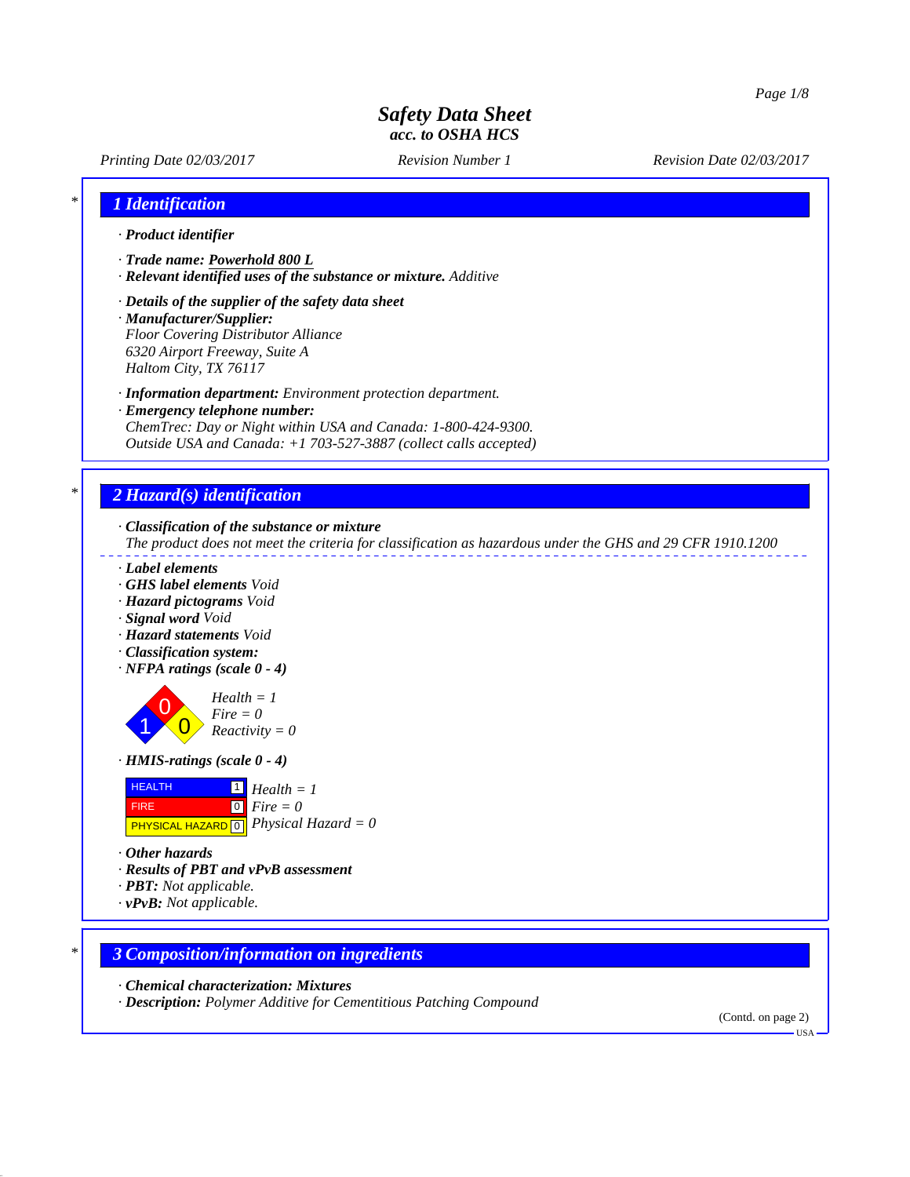# Safety Data Sheet
### acc. to OSHA HCS

*Printing Date 02/03/2017* *Revision Number 1* *Revision Date 02/03/2017*

## 1 Identification

· **Product identifier**

· **Trade name: Powerhold 800 L**

· **Relevant identified uses of the substance or mixture.** Additive

· **Details of the supplier of the safety data sheet**

· **Manufacturer/Supplier:**
Floor Covering Distributor Alliance
6320 Airport Freeway, Suite A
Haltom City, TX 76117

· **Information department:** Environment protection department.

· **Emergency telephone number:**
ChemTrec: Day or Night within USA and Canada: 1-800-424-9300.
Outside USA and Canada: +1 703-527-3887 (collect calls accepted)

## 2 Hazard(s) identification

· **Classification of the substance or mixture**
The product does not meet the criteria for classification as hazardous under the GHS and 29 CFR 1910.1200

· **Label elements**

· **GHS label elements** Void

· **Hazard pictograms** Void

· **Signal word** Void

· **Hazard statements** Void

· **Classification system:**

· **NFPA ratings (scale 0 - 4)**

Health = 1
Fire = 0
Reactivity = 0

· **HMIS-ratings (scale 0 - 4)**

| | | |
|---|---|---|
| HEALTH | 1 | Health = 1 |
| FIRE | 0 | Fire = 0 |
| PHYSICAL HAZARD | 0 | Physical Hazard = 0 |

· **Other hazards**

· **Results of PBT and vPvB assessment**

· **PBT:** Not applicable.

· **vPvB:** Not applicable.

## 3 Composition/information on ingredients

· **Chemical characterization: Mixtures**

· **Description:** Polymer Additive for Cementitious Patching Compound

(Contd. on page 2)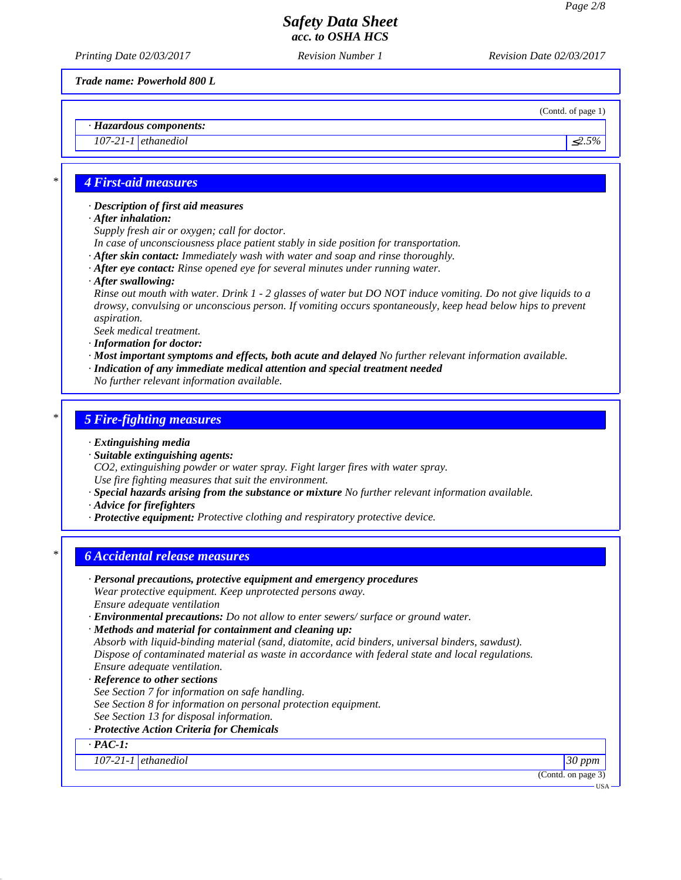**Trade name: Powerhold 800 L**

(Contd. of page 1)

| · Hazardous components: | | |
|---|---|---|
| 107-21-1 | ethanediol | ≤2.5% |

## 4 First-aid measures

· **Description of first aid measures**
· **After inhalation:**
Supply fresh air or oxygen; call for doctor.
In case of unconsciousness place patient stably in side position for transportation.
· **After skin contact:** Immediately wash with water and soap and rinse thoroughly.
· **After eye contact:** Rinse opened eye for several minutes under running water.
· **After swallowing:**
Rinse out mouth with water. Drink 1 - 2 glasses of water but DO NOT induce vomiting. Do not give liquids to a drowsy, convulsing or unconscious person. If vomiting occurs spontaneously, keep head below hips to prevent aspiration.
Seek medical treatment.
· **Information for doctor:**
· **Most important symptoms and effects, both acute and delayed** No further relevant information available.
· **Indication of any immediate medical attention and special treatment needed**
No further relevant information available.

## 5 Fire-fighting measures

· **Extinguishing media**
· **Suitable extinguishing agents:**
CO2, extinguishing powder or water spray. Fight larger fires with water spray.
Use fire fighting measures that suit the environment.
· **Special hazards arising from the substance or mixture** No further relevant information available.
· **Advice for firefighters**
· **Protective equipment:** Protective clothing and respiratory protective device.

## 6 Accidental release measures

· **Personal precautions, protective equipment and emergency procedures**
Wear protective equipment. Keep unprotected persons away.
Ensure adequate ventilation
· **Environmental precautions:** Do not allow to enter sewers/ surface or ground water.
· **Methods and material for containment and cleaning up:**
Absorb with liquid-binding material (sand, diatomite, acid binders, universal binders, sawdust).
Dispose of contaminated material as waste in accordance with federal state and local regulations.
Ensure adequate ventilation.
· **Reference to other sections**
See Section 7 for information on safe handling.
See Section 8 for information on personal protection equipment.
See Section 13 for disposal information.
· **Protective Action Criteria for Chemicals**

| · PAC-1: | | |
|---|---|---|
| 107-21-1 | ethanediol | 30 ppm |

(Contd. on page 3)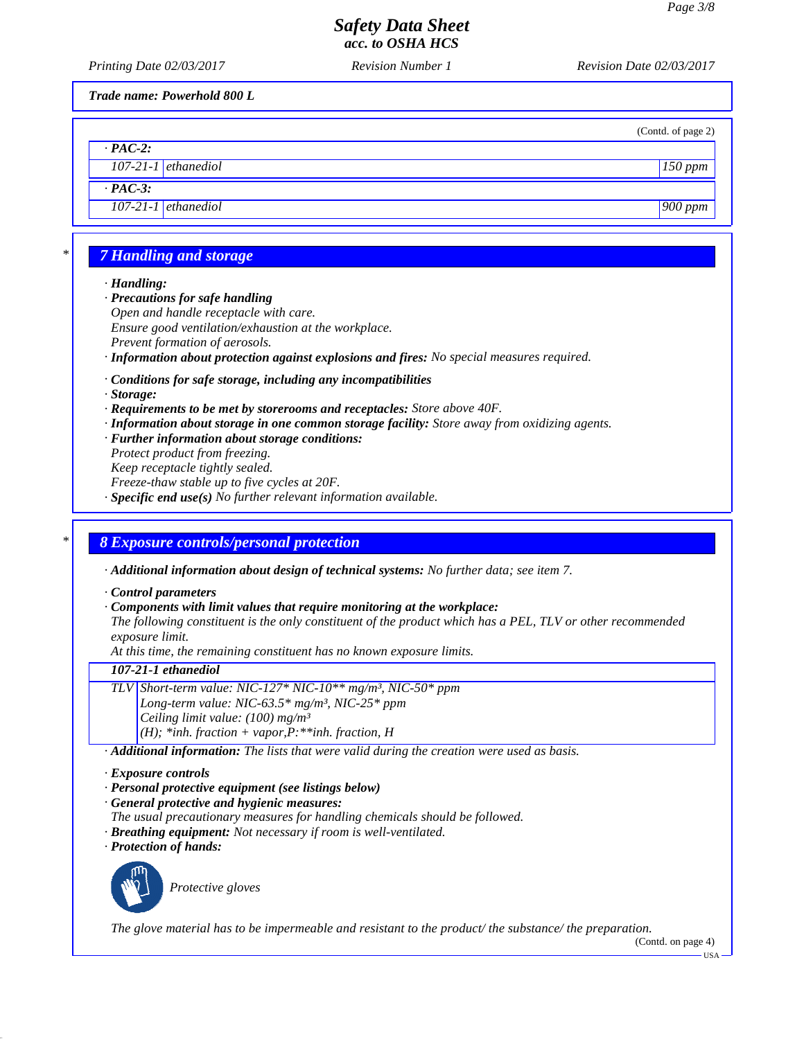**Trade name: Powerhold 800 L**

(Contd. of page 2)

| · **PAC-2:** | | |
|---|---|---|
| 107-21-1 | ethanediol | 150 ppm |
| · **PAC-3:** | | |
| 107-21-1 | ethanediol | 900 ppm |

## 7 Handling and storage

· **Handling:**
· **Precautions for safe handling**
Open and handle receptacle with care.
Ensure good ventilation/exhaustion at the workplace.
Prevent formation of aerosols.
· **Information about protection against explosions and fires:** No special measures required.

· **Conditions for safe storage, including any incompatibilities**
· **Storage:**
· **Requirements to be met by storerooms and receptacles:** Store above 40F.
· **Information about storage in one common storage facility:** Store away from oxidizing agents.
· **Further information about storage conditions:**
Protect product from freezing.
Keep receptacle tightly sealed.
Freeze-thaw stable up to five cycles at 20F.
· **Specific end use(s)** No further relevant information available.

## 8 Exposure controls/personal protection

· **Additional information about design of technical systems:** No further data; see item 7.

· **Control parameters**
· **Components with limit values that require monitoring at the workplace:**
The following constituent is the only constituent of the product which has a PEL, TLV or other recommended exposure limit.
At this time, the remaining constituent has no known exposure limits.

| **107-21-1 ethanediol** | |
|---|---|
| TLV | Short-term value: NIC-127* NIC-10** mg/m³, NIC-50* ppm<br>Long-term value: NIC-63.5* mg/m³, NIC-25* ppm<br>Ceiling limit value: (100) mg/m³<br>(H); *inh. fraction + vapor,P:**inh. fraction, H |

· **Additional information:** The lists that were valid during the creation were used as basis.

· **Exposure controls**
· **Personal protective equipment (see listings below)**
· **General protective and hygienic measures:**
The usual precautionary measures for handling chemicals should be followed.
· **Breathing equipment:** Not necessary if room is well-ventilated.
· **Protection of hands:**

Protective gloves

The glove material has to be impermeable and resistant to the product/ the substance/ the preparation.

(Contd. on page 4)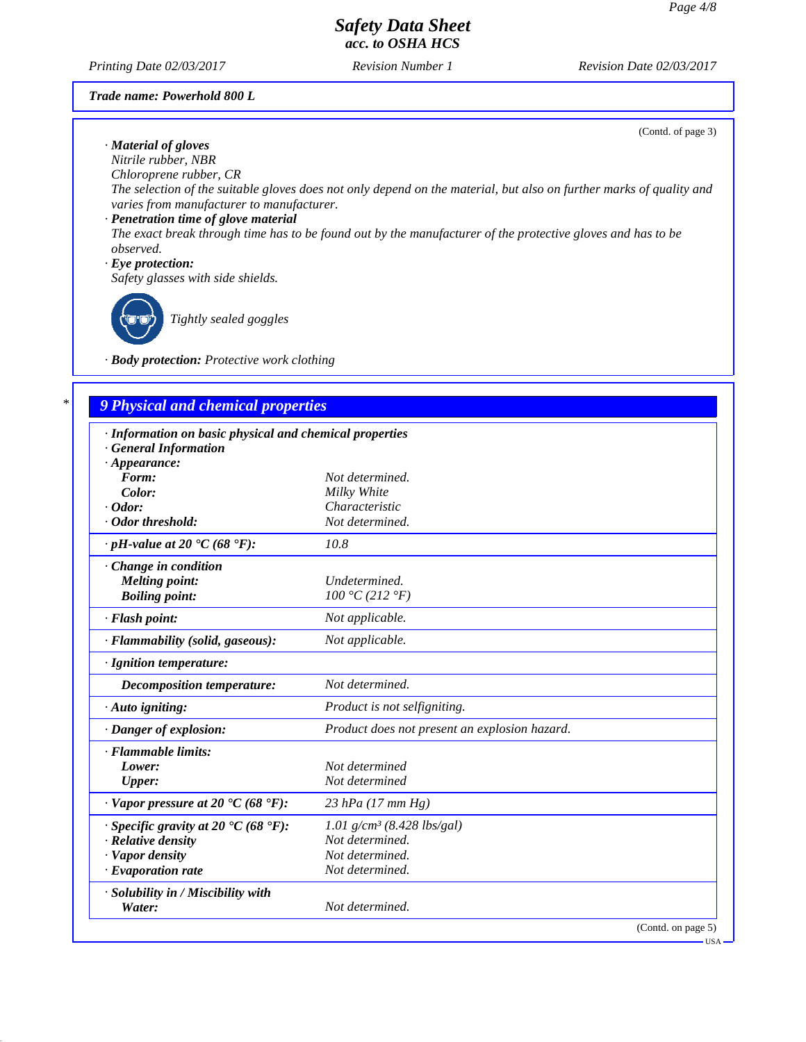**Trade name: Powerhold 800 L**

(Contd. of page 3)

· **Material of gloves**
Nitrile rubber, NBR
Chloroprene rubber, CR
The selection of the suitable gloves does not only depend on the material, but also on further marks of quality and varies from manufacturer to manufacturer.

· **Penetration time of glove material**
The exact break through time has to be found out by the manufacturer of the protective gloves and has to be observed.

· **Eye protection:**
Safety glasses with side shields.

Tightly sealed goggles

· **Body protection:** Protective work clothing

## 9 Physical and chemical properties

| · Information on basic physical and chemical properties | |
|---|---|
| · General Information | |
| · Appearance: | |
| Form: | Not determined. |
| Color: | Milky White |
| · Odor: | Characteristic |
| · Odor threshold: | Not determined. |
| · pH-value at 20 °C (68 °F): | 10.8 |
| · Change in condition | |
| Melting point: | Undetermined. |
| Boiling point: | 100 °C (212 °F) |
| · Flash point: | Not applicable. |
| · Flammability (solid, gaseous): | Not applicable. |
| · Ignition temperature: | |
| Decomposition temperature: | Not determined. |
| · Auto igniting: | Product is not selfigniting. |
| · Danger of explosion: | Product does not present an explosion hazard. |
| · Flammable limits: | |
| Lower: | Not determined |
| Upper: | Not determined |
| · Vapor pressure at 20 °C (68 °F): | 23 hPa (17 mm Hg) |
| · Specific gravity at 20 °C (68 °F): | 1.01 g/cm³ (8.428 lbs/gal) |
| · Relative density | Not determined. |
| · Vapor density | Not determined. |
| · Evaporation rate | Not determined. |
| · Solubility in / Miscibility with | |
| Water: | Not determined. |

(Contd. on page 5)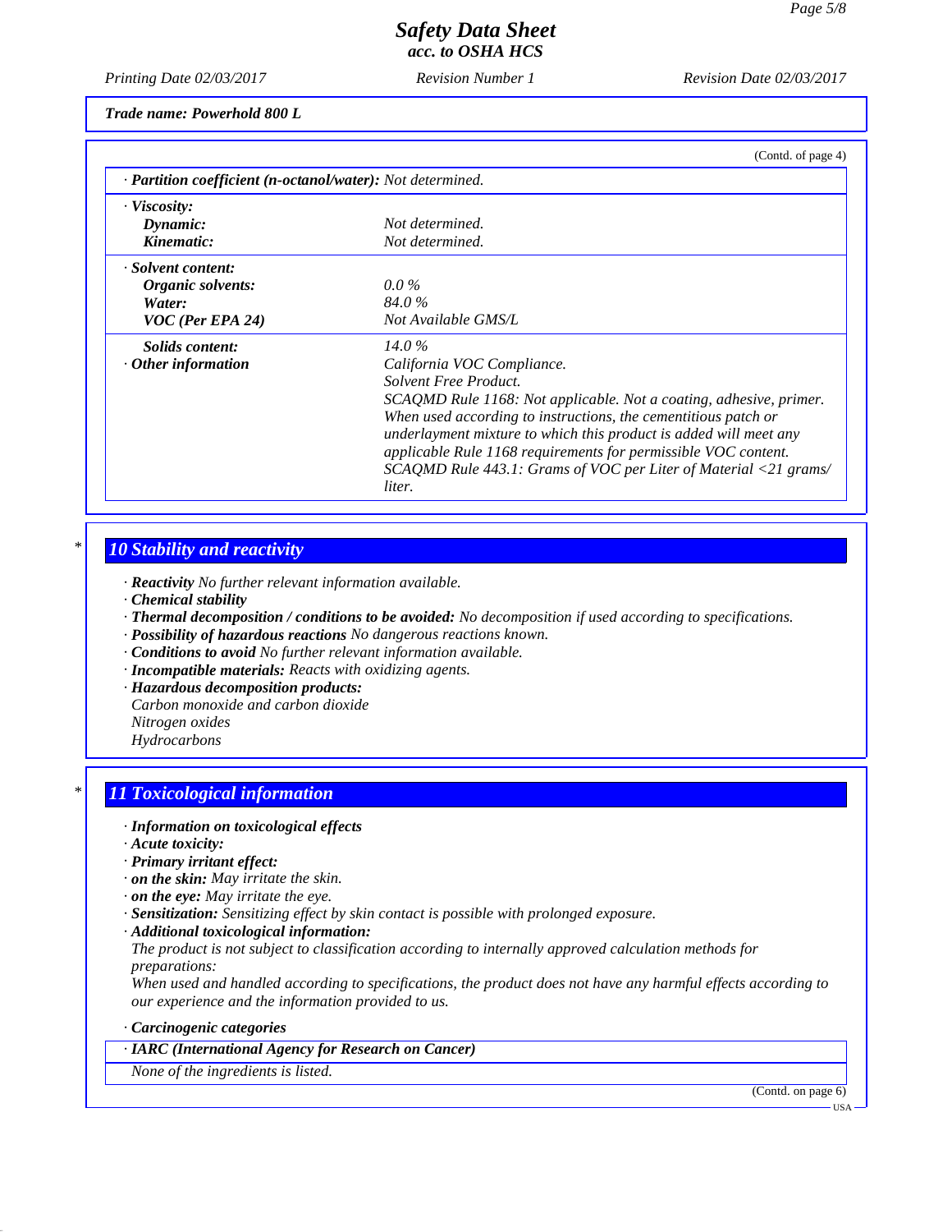**Trade name: Powerhold 800 L**

(Contd. of page 4)

| | |
|---|---|
| · ***Partition coefficient (n-octanol/water):*** *Not determined.* | |
| · ***Viscosity:*** | |
| ***Dynamic:*** | *Not determined.* |
| ***Kinematic:*** | *Not determined.* |
| · ***Solvent content:*** | |
| ***Organic solvents:*** | *0.0 %* |
| ***Water:*** | *84.0 %* |
| ***VOC (Per EPA 24)*** | *Not Available GMS/L* |
| ***Solids content:*** | *14.0 %* |
| · ***Other information*** | *California VOC Compliance. Solvent Free Product. SCAQMD Rule 1168: Not applicable. Not a coating, adhesive, primer. When used according to instructions, the cementitious patch or underlayment mixture to which this product is added will meet any applicable Rule 1168 requirements for permissible VOC content. SCAQMD Rule 443.1: Grams of VOC per Liter of Material <21 grams/ liter.* |

## * 10 Stability and reactivity

· ***Reactivity*** *No further relevant information available.*
· ***Chemical stability***
· ***Thermal decomposition / conditions to be avoided:*** *No decomposition if used according to specifications.*
· ***Possibility of hazardous reactions*** *No dangerous reactions known.*
· ***Conditions to avoid*** *No further relevant information available.*
· ***Incompatible materials:*** *Reacts with oxidizing agents.*
· ***Hazardous decomposition products:***
*Carbon monoxide and carbon dioxide*
*Nitrogen oxides*
*Hydrocarbons*

## * 11 Toxicological information

· ***Information on toxicological effects***
· ***Acute toxicity:***
· ***Primary irritant effect:***
· ***on the skin:*** *May irritate the skin.*
· ***on the eye:*** *May irritate the eye.*
· ***Sensitization:*** *Sensitizing effect by skin contact is possible with prolonged exposure.*
· ***Additional toxicological information:***
*The product is not subject to classification according to internally approved calculation methods for preparations:*
*When used and handled according to specifications, the product does not have any harmful effects according to our experience and the information provided to us.*

· ***Carcinogenic categories***

| · ***IARC (International Agency for Research on Cancer)*** |
|---|
| *None of the ingredients is listed.* |

(Contd. on page 6)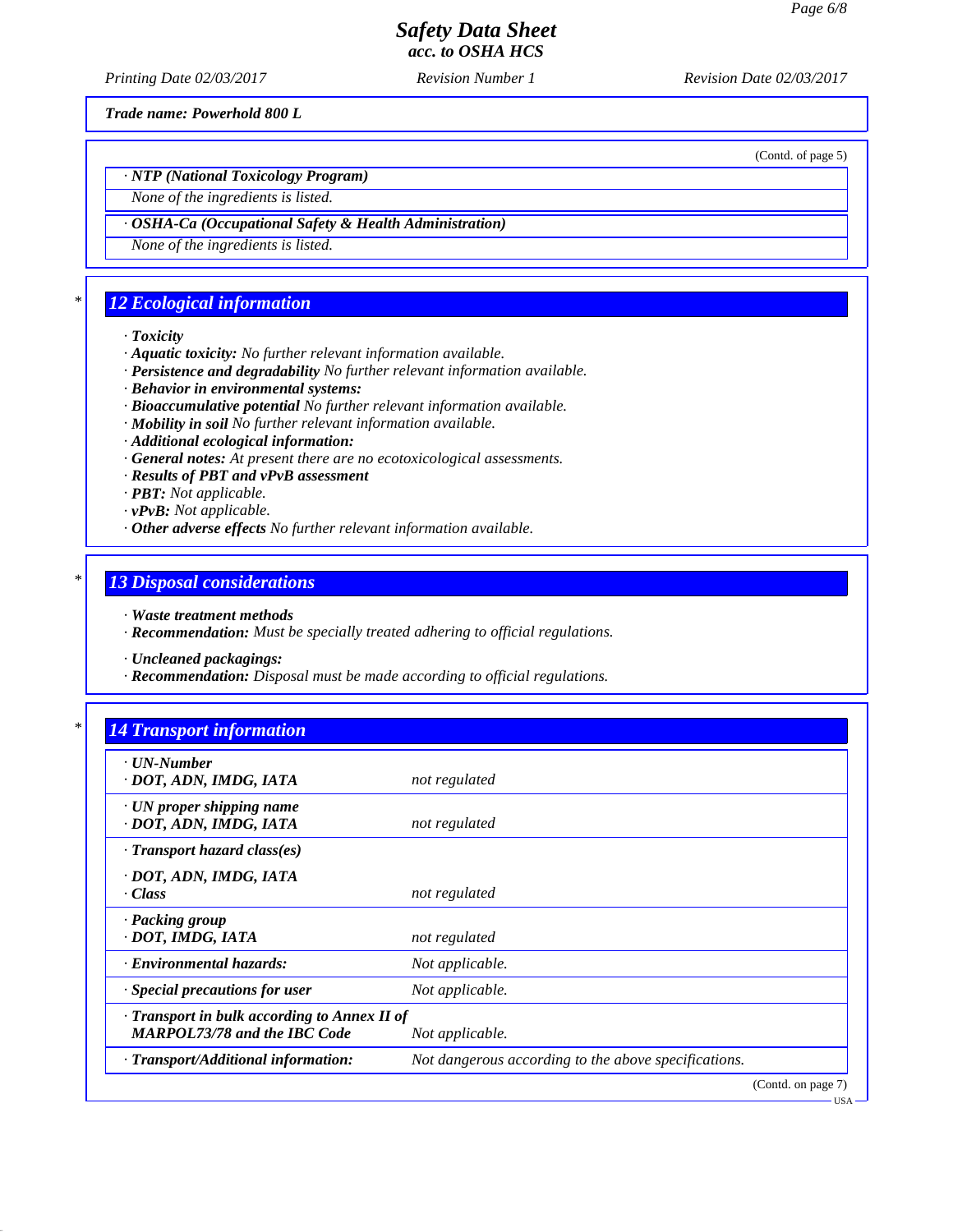(Contd. of page 5)

· **NTP (National Toxicology Program)**

None of the ingredients is listed.

· **OSHA-Ca (Occupational Safety & Health Administration)**

None of the ingredients is listed.

## 12 Ecological information

· **Toxicity**
· **Aquatic toxicity:** No further relevant information available.
· **Persistence and degradability** No further relevant information available.
· **Behavior in environmental systems:**
· **Bioaccumulative potential** No further relevant information available.
· **Mobility in soil** No further relevant information available.
· **Additional ecological information:**
· **General notes:** At present there are no ecotoxicological assessments.
· **Results of PBT and vPvB assessment**
· **PBT:** Not applicable.
· **vPvB:** Not applicable.
· **Other adverse effects** No further relevant information available.

## 13 Disposal considerations

· **Waste treatment methods**
· **Recommendation:** Must be specially treated adhering to official regulations.

· **Uncleaned packagings:**
· **Recommendation:** Disposal must be made according to official regulations.

## 14 Transport information

| | |
|---|---|
| · **UN-Number**<br>· **DOT, ADN, IMDG, IATA** | not regulated |
| · **UN proper shipping name**<br>· **DOT, ADN, IMDG, IATA** | not regulated |
| · **Transport hazard class(es)**<br>· **DOT, ADN, IMDG, IATA**<br>· **Class** | not regulated |
| · **Packing group**<br>· **DOT, IMDG, IATA** | not regulated |
| · **Environmental hazards:** | Not applicable. |
| · **Special precautions for user** | Not applicable. |
| · **Transport in bulk according to Annex II of MARPOL73/78 and the IBC Code** | Not applicable. |
| · **Transport/Additional information:** | Not dangerous according to the above specifications. |

(Contd. on page 7)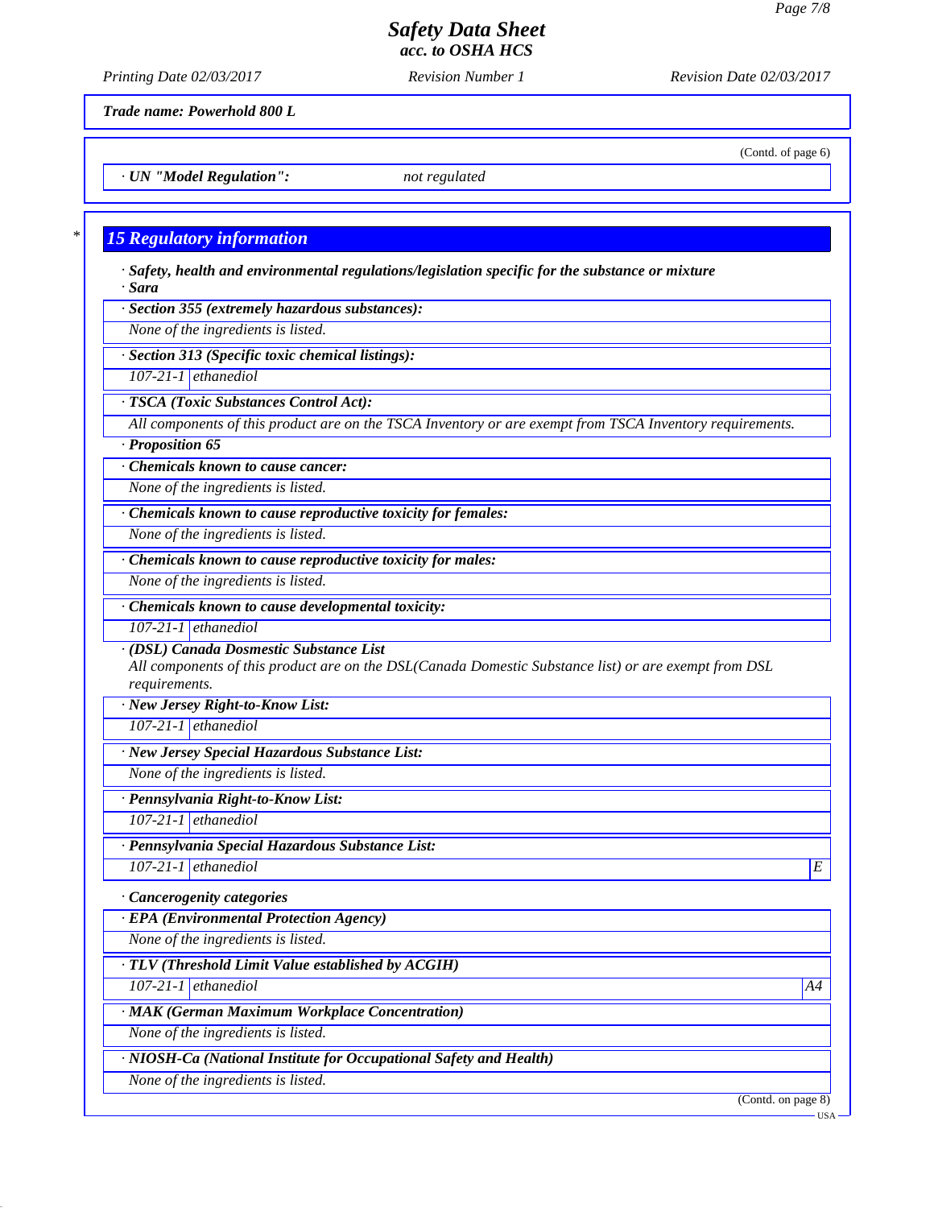Trade name: Powerhold 800 L

(Contd. of page 6)

· UN "Model Regulation": not regulated

## 15 Regulatory information

· Safety, health and environmental regulations/legislation specific for the substance or mixture

· Sara

· **Section 355 (extremely hazardous substances):**

None of the ingredients is listed.

· **Section 313 (Specific toxic chemical listings):**

| 107-21-1 | ethanediol |
|---|---|

· **TSCA (Toxic Substances Control Act):**

All components of this product are on the TSCA Inventory or are exempt from TSCA Inventory requirements.

· **Proposition 65**

· **Chemicals known to cause cancer:**

None of the ingredients is listed.

· **Chemicals known to cause reproductive toxicity for females:**

None of the ingredients is listed.

· **Chemicals known to cause reproductive toxicity for males:**

None of the ingredients is listed.

· **Chemicals known to cause developmental toxicity:**

| 107-21-1 | ethanediol |
|---|---|

· **(DSL) Canada Dosmestic Substance List**

All components of this product are on the DSL(Canada Domestic Substance list) or are exempt from DSL requirements.

· **New Jersey Right-to-Know List:**

| 107-21-1 | ethanediol |
|---|---|

· **New Jersey Special Hazardous Substance List:**

None of the ingredients is listed.

· **Pennsylvania Right-to-Know List:**

| 107-21-1 | ethanediol |
|---|---|

· **Pennsylvania Special Hazardous Substance List:**

| 107-21-1 | ethanediol | E |
|---|---|---|

· **Cancerogenity categories**

· **EPA (Environmental Protection Agency)**

None of the ingredients is listed.

· **TLV (Threshold Limit Value established by ACGIH)**

| 107-21-1 | ethanediol | A4 |
|---|---|---|

· **MAK (German Maximum Workplace Concentration)**

None of the ingredients is listed.

· **NIOSH-Ca (National Institute for Occupational Safety and Health)**

None of the ingredients is listed.

(Contd. on page 8)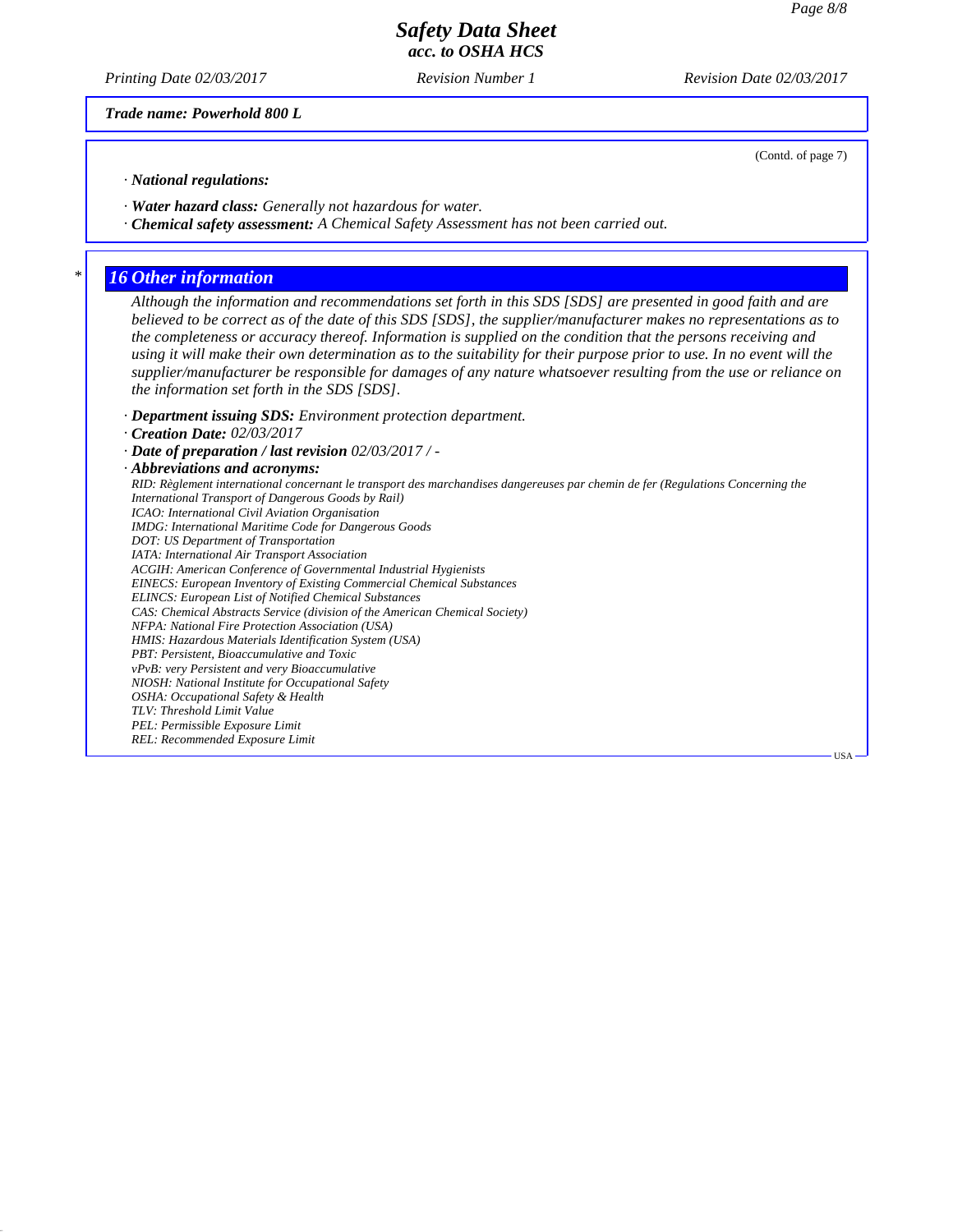*Trade name: Powerhold 800 L*

(Contd. of page 7)

· ***National regulations:***

· ***Water hazard class:*** *Generally not hazardous for water.*
· ***Chemical safety assessment:*** *A Chemical Safety Assessment has not been carried out.*

## 16 Other information

*Although the information and recommendations set forth in this SDS [SDS] are presented in good faith and are believed to be correct as of the date of this SDS [SDS], the supplier/manufacturer makes no representations as to the completeness or accuracy thereof. Information is supplied on the condition that the persons receiving and using it will make their own determination as to the suitability for their purpose prior to use. In no event will the supplier/manufacturer be responsible for damages of any nature whatsoever resulting from the use or reliance on the information set forth in the SDS [SDS].*

· ***Department issuing SDS:*** *Environment protection department.*
· ***Creation Date:*** *02/03/2017*
· ***Date of preparation / last revision*** *02/03/2017 / -*
· ***Abbreviations and acronyms:***

*RID: Règlement international concernant le transport des marchandises dangereuses par chemin de fer (Regulations Concerning the International Transport of Dangerous Goods by Rail)*
*ICAO: International Civil Aviation Organisation*
*IMDG: International Maritime Code for Dangerous Goods*
*DOT: US Department of Transportation*
*IATA: International Air Transport Association*
*ACGIH: American Conference of Governmental Industrial Hygienists*
*EINECS: European Inventory of Existing Commercial Chemical Substances*
*ELINCS: European List of Notified Chemical Substances*
*CAS: Chemical Abstracts Service (division of the American Chemical Society)*
*NFPA: National Fire Protection Association (USA)*
*HMIS: Hazardous Materials Identification System (USA)*
*PBT: Persistent, Bioaccumulative and Toxic*
*vPvB: very Persistent and very Bioaccumulative*
*NIOSH: National Institute for Occupational Safety*
*OSHA: Occupational Safety & Health*
*TLV: Threshold Limit Value*
*PEL: Permissible Exposure Limit*
*REL: Recommended Exposure Limit*

USA